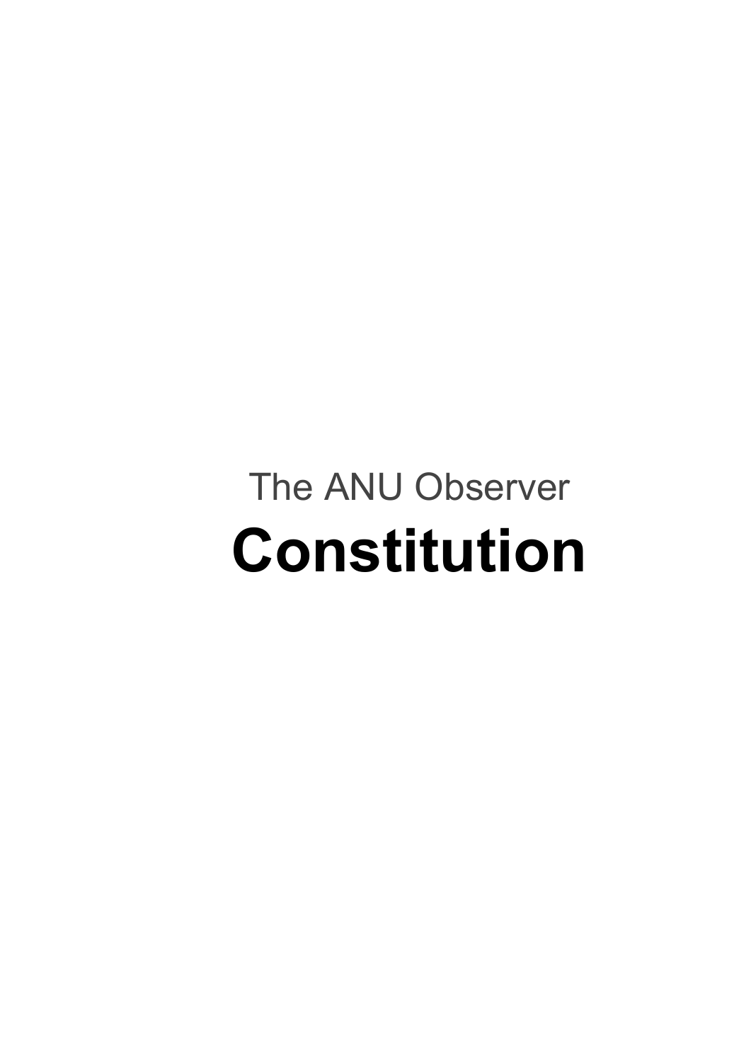The ANU Observer

# Constitution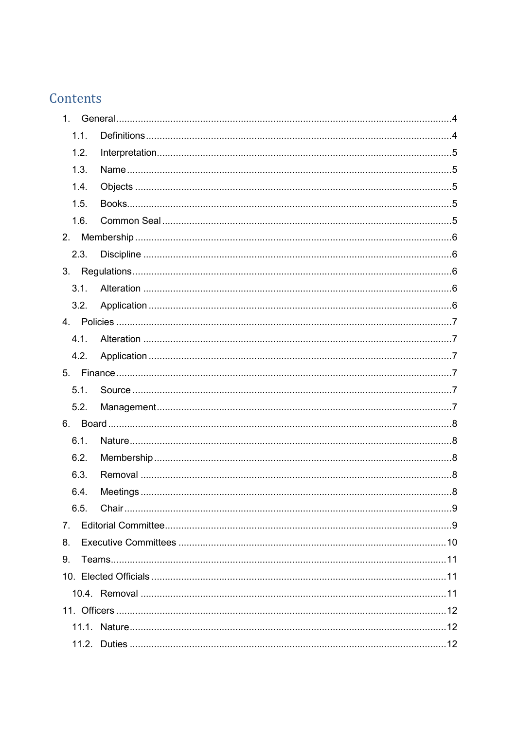# Contents

1. General ....................................................................................................................4
   - 1.1. Definitions ...................................................................................................4
   - 1.2. Interpretation................................................................................................5
   - 1.3. Name .............................................................................................................5
   - 1.4. Objects ..........................................................................................................5
   - 1.5. Books.............................................................................................................5
   - 1.6. Common Seal ...............................................................................................5
2. Membership ..............................................................................................................6
   - 2.3. Discipline ......................................................................................................6
3. Regulations ...............................................................................................................6
   - 3.1. Alteration ......................................................................................................6
   - 3.2. Application ...................................................................................................6
4. Policies .....................................................................................................................7
   - 4.1. Alteration ......................................................................................................7
   - 4.2. Application ...................................................................................................7
5. Finance .....................................................................................................................7
   - 5.1. Source ...........................................................................................................7
   - 5.2. Management.................................................................................................7
6. Board ........................................................................................................................8
   - 6.1. Nature............................................................................................................8
   - 6.2. Membership ..................................................................................................8
   - 6.3. Removal ........................................................................................................8
   - 6.4. Meetings ........................................................................................................8
   - 6.5. Chair ..............................................................................................................9
7. Editorial Committee.................................................................................................9
8. Executive Committees ............................................................................................10
9. Teams.......................................................................................................................11
10. Elected Officials .....................................................................................................11
    - 10.4. Removal ......................................................................................................11
11. Officers ...................................................................................................................12
    - 11.1. Nature..........................................................................................................12
    - 11.2. Duties ..........................................................................................................12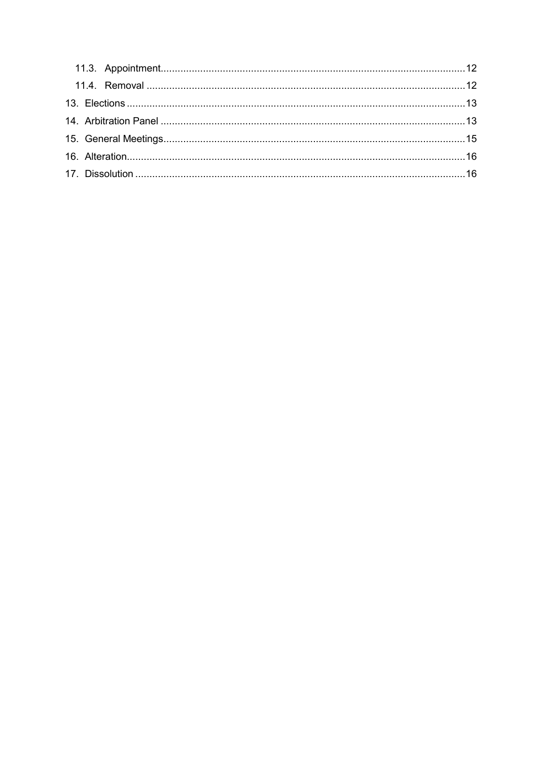11.3. Appointment ........................................................................................................ 12

11.4. Removal ............................................................................................................. 12

13. Elections ................................................................................................................ 13

14. Arbitration Panel .................................................................................................... 13

15. General Meetings ................................................................................................... 15

16. Alteration ................................................................................................................ 16

17. Dissolution ............................................................................................................. 16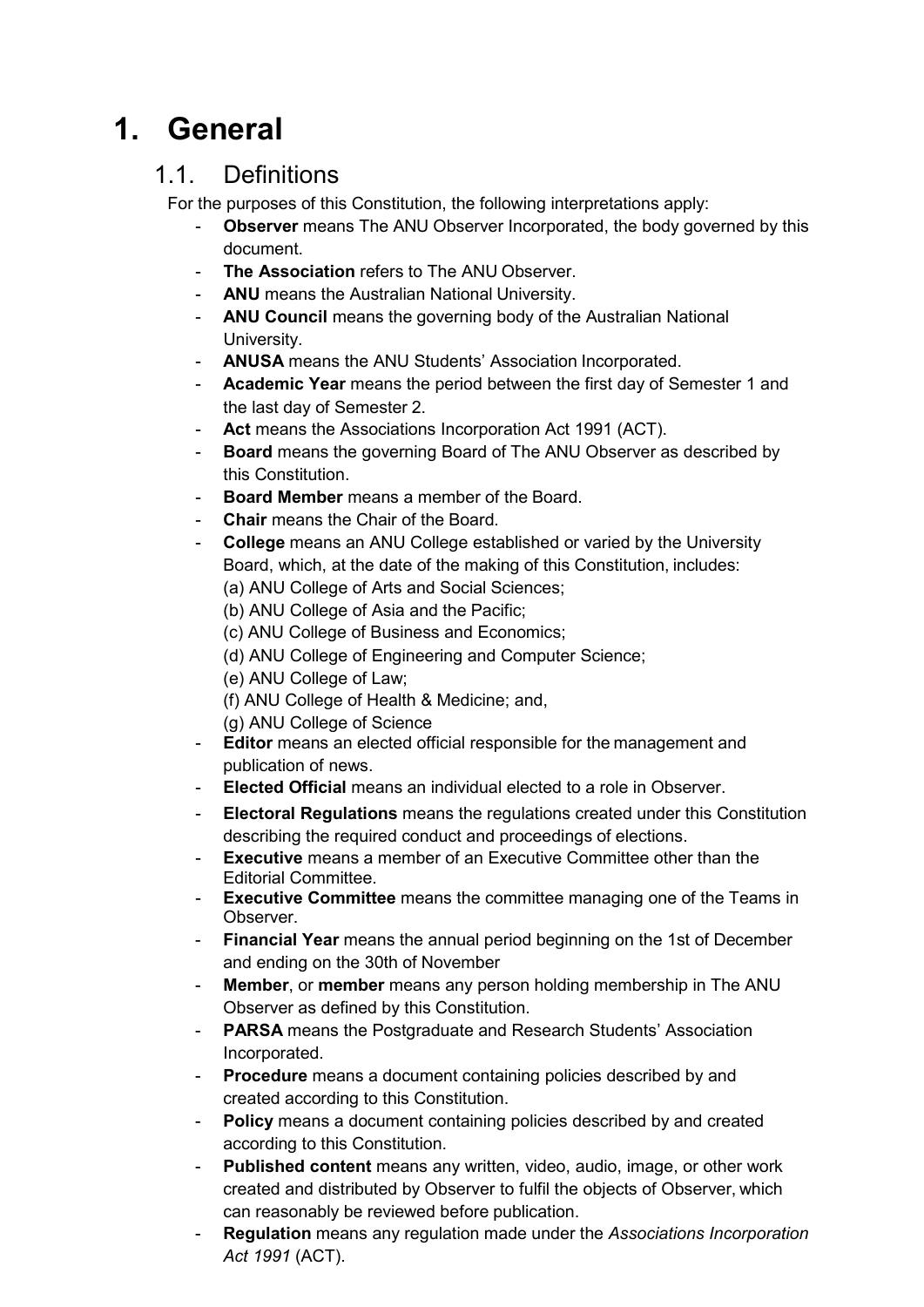# 1. General

## 1.1. Definitions

For the purposes of this Constitution, the following interpretations apply:

- **Observer** means The ANU Observer Incorporated, the body governed by this document.
- **The Association** refers to The ANU Observer.
- **ANU** means the Australian National University.
- **ANU Council** means the governing body of the Australian National University.
- **ANUSA** means the ANU Students' Association Incorporated.
- **Academic Year** means the period between the first day of Semester 1 and the last day of Semester 2.
- **Act** means the Associations Incorporation Act 1991 (ACT).
- **Board** means the governing Board of The ANU Observer as described by this Constitution.
- **Board Member** means a member of the Board.
- **Chair** means the Chair of the Board.
- **College** means an ANU College established or varied by the University Board, which, at the date of the making of this Constitution, includes:
  (a) ANU College of Arts and Social Sciences;
  (b) ANU College of Asia and the Pacific;
  (c) ANU College of Business and Economics;
  (d) ANU College of Engineering and Computer Science;
  (e) ANU College of Law;
  (f) ANU College of Health & Medicine; and,
  (g) ANU College of Science
- **Editor** means an elected official responsible for the management and publication of news.
- **Elected Official** means an individual elected to a role in Observer.
- **Electoral Regulations** means the regulations created under this Constitution describing the required conduct and proceedings of elections.
- **Executive** means a member of an Executive Committee other than the Editorial Committee.
- **Executive Committee** means the committee managing one of the Teams in Observer.
- **Financial Year** means the annual period beginning on the 1st of December and ending on the 30th of November
- **Member**, or **member** means any person holding membership in The ANU Observer as defined by this Constitution.
- **PARSA** means the Postgraduate and Research Students' Association Incorporated.
- **Procedure** means a document containing policies described by and created according to this Constitution.
- **Policy** means a document containing policies described by and created according to this Constitution.
- **Published content** means any written, video, audio, image, or other work created and distributed by Observer to fulfil the objects of Observer, which can reasonably be reviewed before publication.
- **Regulation** means any regulation made under the *Associations Incorporation Act 1991* (ACT).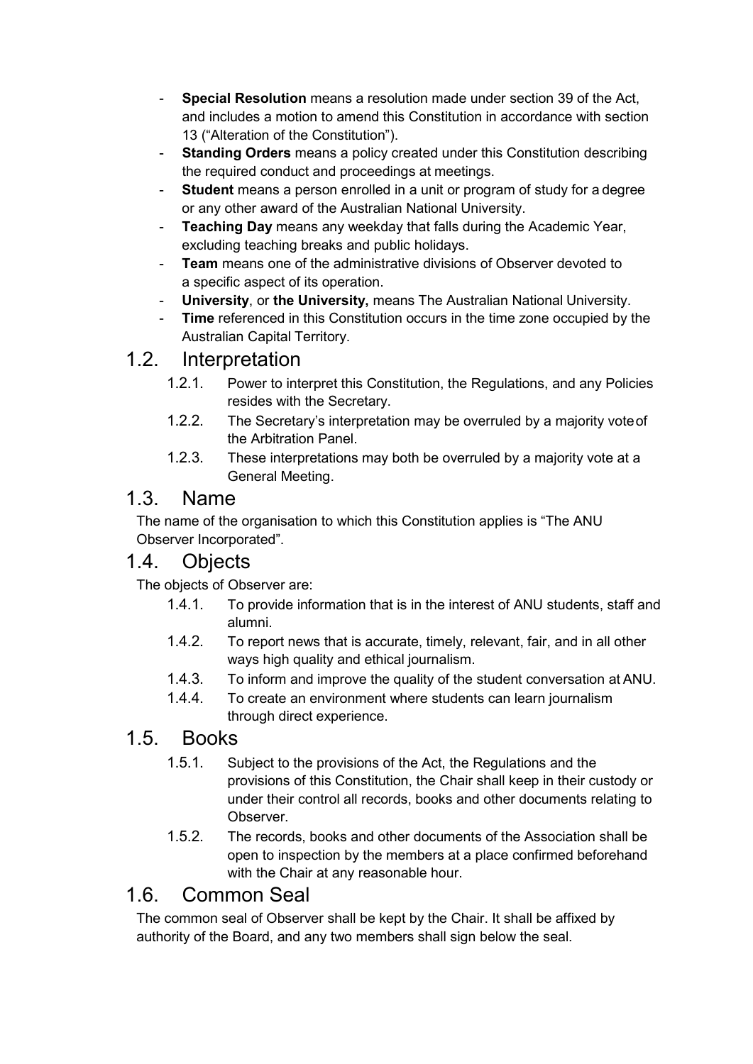- **Special Resolution** means a resolution made under section 39 of the Act, and includes a motion to amend this Constitution in accordance with section 13 ("Alteration of the Constitution").
- **Standing Orders** means a policy created under this Constitution describing the required conduct and proceedings at meetings.
- **Student** means a person enrolled in a unit or program of study for a degree or any other award of the Australian National University.
- **Teaching Day** means any weekday that falls during the Academic Year, excluding teaching breaks and public holidays.
- **Team** means one of the administrative divisions of Observer devoted to a specific aspect of its operation.
- **University**, or **the University,** means The Australian National University.
- **Time** referenced in this Constitution occurs in the time zone occupied by the Australian Capital Territory.

## 1.2. Interpretation

1.2.1. Power to interpret this Constitution, the Regulations, and any Policies resides with the Secretary.

1.2.2. The Secretary's interpretation may be overruled by a majority vote of the Arbitration Panel.

1.2.3. These interpretations may both be overruled by a majority vote at a General Meeting.

## 1.3. Name

The name of the organisation to which this Constitution applies is "The ANU Observer Incorporated".

## 1.4. Objects

The objects of Observer are:

1.4.1. To provide information that is in the interest of ANU students, staff and alumni.

1.4.2. To report news that is accurate, timely, relevant, fair, and in all other ways high quality and ethical journalism.

1.4.3. To inform and improve the quality of the student conversation at ANU.

1.4.4. To create an environment where students can learn journalism through direct experience.

## 1.5. Books

1.5.1. Subject to the provisions of the Act, the Regulations and the provisions of this Constitution, the Chair shall keep in their custody or under their control all records, books and other documents relating to Observer.

1.5.2. The records, books and other documents of the Association shall be open to inspection by the members at a place confirmed beforehand with the Chair at any reasonable hour.

## 1.6. Common Seal

The common seal of Observer shall be kept by the Chair. It shall be affixed by authority of the Board, and any two members shall sign below the seal.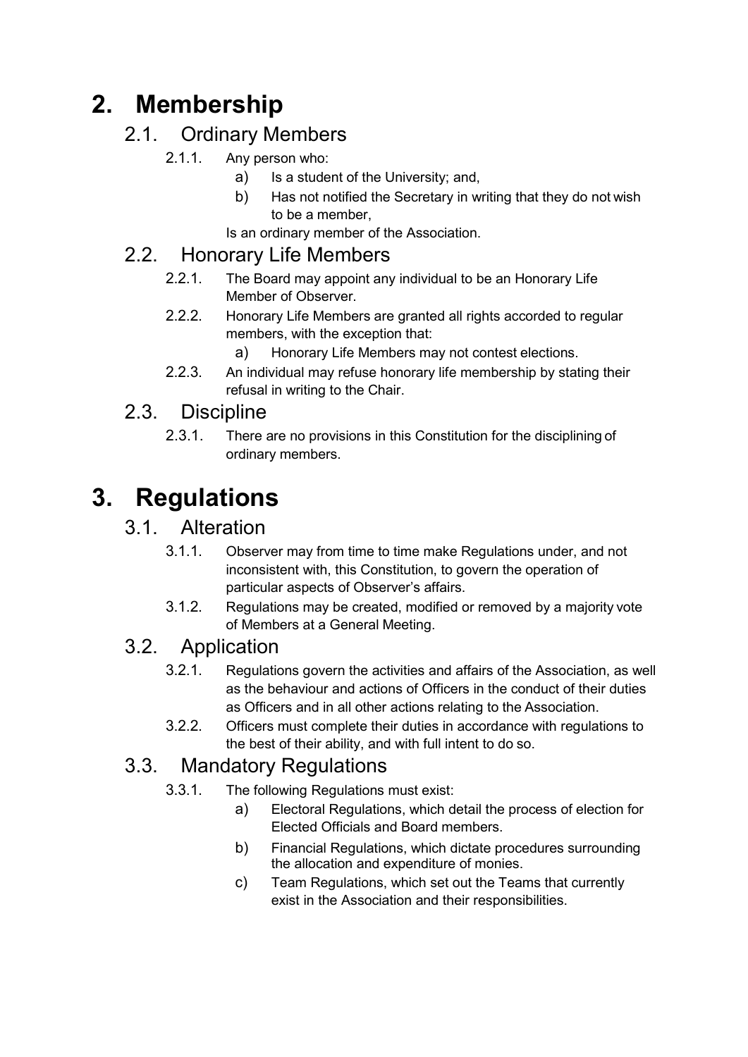# 2. Membership

## 2.1. Ordinary Members

2.1.1. Any person who:

a) Is a student of the University; and,

b) Has not notified the Secretary in writing that they do not wish to be a member,

Is an ordinary member of the Association.

## 2.2. Honorary Life Members

2.2.1. The Board may appoint any individual to be an Honorary Life Member of Observer.

2.2.2. Honorary Life Members are granted all rights accorded to regular members, with the exception that:

a) Honorary Life Members may not contest elections.

2.2.3. An individual may refuse honorary life membership by stating their refusal in writing to the Chair.

## 2.3. Discipline

2.3.1. There are no provisions in this Constitution for the disciplining of ordinary members.

# 3. Regulations

## 3.1. Alteration

3.1.1. Observer may from time to time make Regulations under, and not inconsistent with, this Constitution, to govern the operation of particular aspects of Observer's affairs.

3.1.2. Regulations may be created, modified or removed by a majority vote of Members at a General Meeting.

## 3.2. Application

3.2.1. Regulations govern the activities and affairs of the Association, as well as the behaviour and actions of Officers in the conduct of their duties as Officers and in all other actions relating to the Association.

3.2.2. Officers must complete their duties in accordance with regulations to the best of their ability, and with full intent to do so.

## 3.3. Mandatory Regulations

3.3.1. The following Regulations must exist:

a) Electoral Regulations, which detail the process of election for Elected Officials and Board members.

b) Financial Regulations, which dictate procedures surrounding the allocation and expenditure of monies.

c) Team Regulations, which set out the Teams that currently exist in the Association and their responsibilities.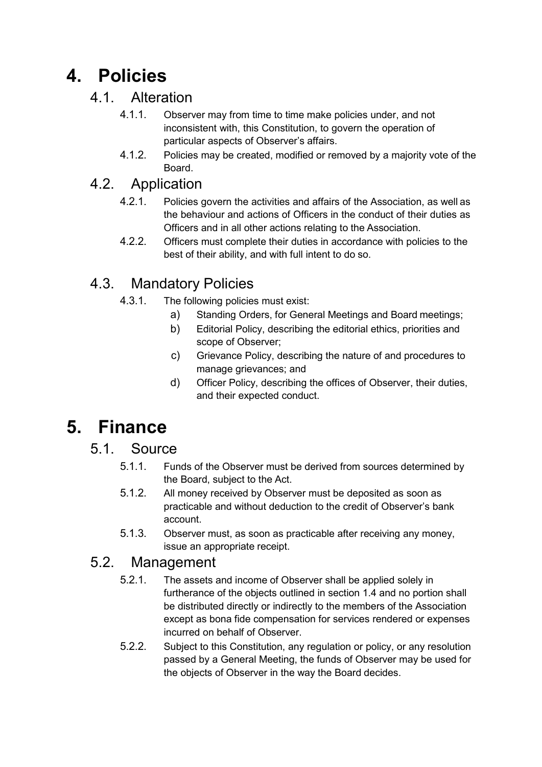# 4. Policies

## 4.1. Alteration

4.1.1. Observer may from time to time make policies under, and not inconsistent with, this Constitution, to govern the operation of particular aspects of Observer's affairs.

4.1.2. Policies may be created, modified or removed by a majority vote of the Board.

## 4.2. Application

4.2.1. Policies govern the activities and affairs of the Association, as well as the behaviour and actions of Officers in the conduct of their duties as Officers and in all other actions relating to the Association.

4.2.2. Officers must complete their duties in accordance with policies to the best of their ability, and with full intent to do so.

## 4.3. Mandatory Policies

4.3.1. The following policies must exist:

a) Standing Orders, for General Meetings and Board meetings;

b) Editorial Policy, describing the editorial ethics, priorities and scope of Observer;

c) Grievance Policy, describing the nature of and procedures to manage grievances; and

d) Officer Policy, describing the offices of Observer, their duties, and their expected conduct.

# 5. Finance

## 5.1. Source

5.1.1. Funds of the Observer must be derived from sources determined by the Board, subject to the Act.

5.1.2. All money received by Observer must be deposited as soon as practicable and without deduction to the credit of Observer's bank account.

5.1.3. Observer must, as soon as practicable after receiving any money, issue an appropriate receipt.

## 5.2. Management

5.2.1. The assets and income of Observer shall be applied solely in furtherance of the objects outlined in section 1.4 and no portion shall be distributed directly or indirectly to the members of the Association except as bona fide compensation for services rendered or expenses incurred on behalf of Observer.

5.2.2. Subject to this Constitution, any regulation or policy, or any resolution passed by a General Meeting, the funds of Observer may be used for the objects of Observer in the way the Board decides.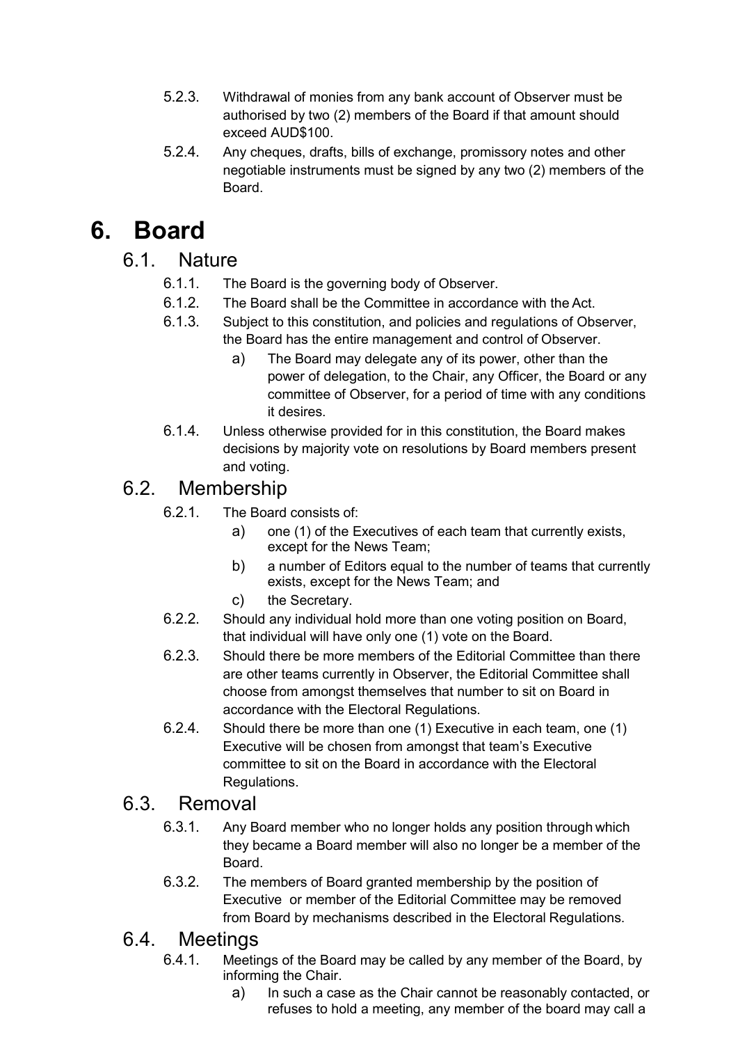5.2.3. Withdrawal of monies from any bank account of Observer must be authorised by two (2) members of the Board if that amount should exceed AUD$100.

5.2.4. Any cheques, drafts, bills of exchange, promissory notes and other negotiable instruments must be signed by any two (2) members of the Board.

# 6. Board

## 6.1. Nature

6.1.1. The Board is the governing body of Observer.

6.1.2. The Board shall be the Committee in accordance with the Act.

6.1.3. Subject to this constitution, and policies and regulations of Observer, the Board has the entire management and control of Observer.

- a) The Board may delegate any of its power, other than the power of delegation, to the Chair, any Officer, the Board or any committee of Observer, for a period of time with any conditions it desires.

6.1.4. Unless otherwise provided for in this constitution, the Board makes decisions by majority vote on resolutions by Board members present and voting.

## 6.2. Membership

6.2.1. The Board consists of:

- a) one (1) of the Executives of each team that currently exists, except for the News Team;
- b) a number of Editors equal to the number of teams that currently exists, except for the News Team; and
- c) the Secretary.

6.2.2. Should any individual hold more than one voting position on Board, that individual will have only one (1) vote on the Board.

6.2.3. Should there be more members of the Editorial Committee than there are other teams currently in Observer, the Editorial Committee shall choose from amongst themselves that number to sit on Board in accordance with the Electoral Regulations.

6.2.4. Should there be more than one (1) Executive in each team, one (1) Executive will be chosen from amongst that team's Executive committee to sit on the Board in accordance with the Electoral Regulations.

## 6.3. Removal

6.3.1. Any Board member who no longer holds any position through which they became a Board member will also no longer be a member of the Board.

6.3.2. The members of Board granted membership by the position of Executive or member of the Editorial Committee may be removed from Board by mechanisms described in the Electoral Regulations.

## 6.4. Meetings

6.4.1. Meetings of the Board may be called by any member of the Board, by informing the Chair.

- a) In such a case as the Chair cannot be reasonably contacted, or refuses to hold a meeting, any member of the board may call a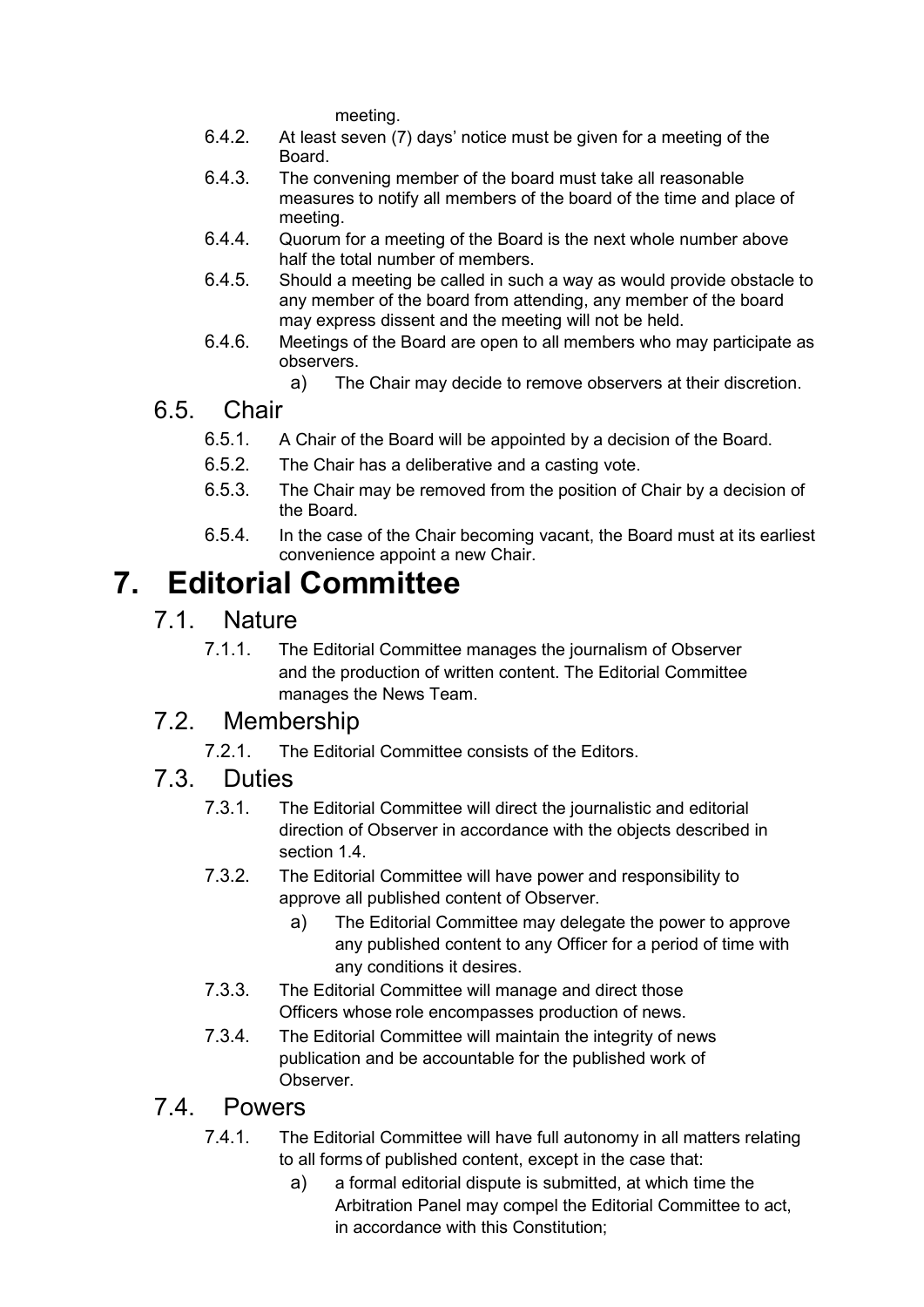meeting.

6.4.2. At least seven (7) days' notice must be given for a meeting of the Board.

6.4.3. The convening member of the board must take all reasonable measures to notify all members of the board of the time and place of meeting.

6.4.4. Quorum for a meeting of the Board is the next whole number above half the total number of members.

6.4.5. Should a meeting be called in such a way as would provide obstacle to any member of the board from attending, any member of the board may express dissent and the meeting will not be held.

6.4.6. Meetings of the Board are open to all members who may participate as observers.

a) The Chair may decide to remove observers at their discretion.

## 6.5. Chair

6.5.1. A Chair of the Board will be appointed by a decision of the Board.

6.5.2. The Chair has a deliberative and a casting vote.

6.5.3. The Chair may be removed from the position of Chair by a decision of the Board.

6.5.4. In the case of the Chair becoming vacant, the Board must at its earliest convenience appoint a new Chair.

# 7. Editorial Committee

## 7.1. Nature

7.1.1. The Editorial Committee manages the journalism of Observer and the production of written content. The Editorial Committee manages the News Team.

## 7.2. Membership

7.2.1. The Editorial Committee consists of the Editors.

## 7.3. Duties

7.3.1. The Editorial Committee will direct the journalistic and editorial direction of Observer in accordance with the objects described in section 1.4.

7.3.2. The Editorial Committee will have power and responsibility to approve all published content of Observer.

a) The Editorial Committee may delegate the power to approve any published content to any Officer for a period of time with any conditions it desires.

7.3.3. The Editorial Committee will manage and direct those Officers whose role encompasses production of news.

7.3.4. The Editorial Committee will maintain the integrity of news publication and be accountable for the published work of Observer.

## 7.4. Powers

7.4.1. The Editorial Committee will have full autonomy in all matters relating to all forms of published content, except in the case that:

a) a formal editorial dispute is submitted, at which time the Arbitration Panel may compel the Editorial Committee to act, in accordance with this Constitution;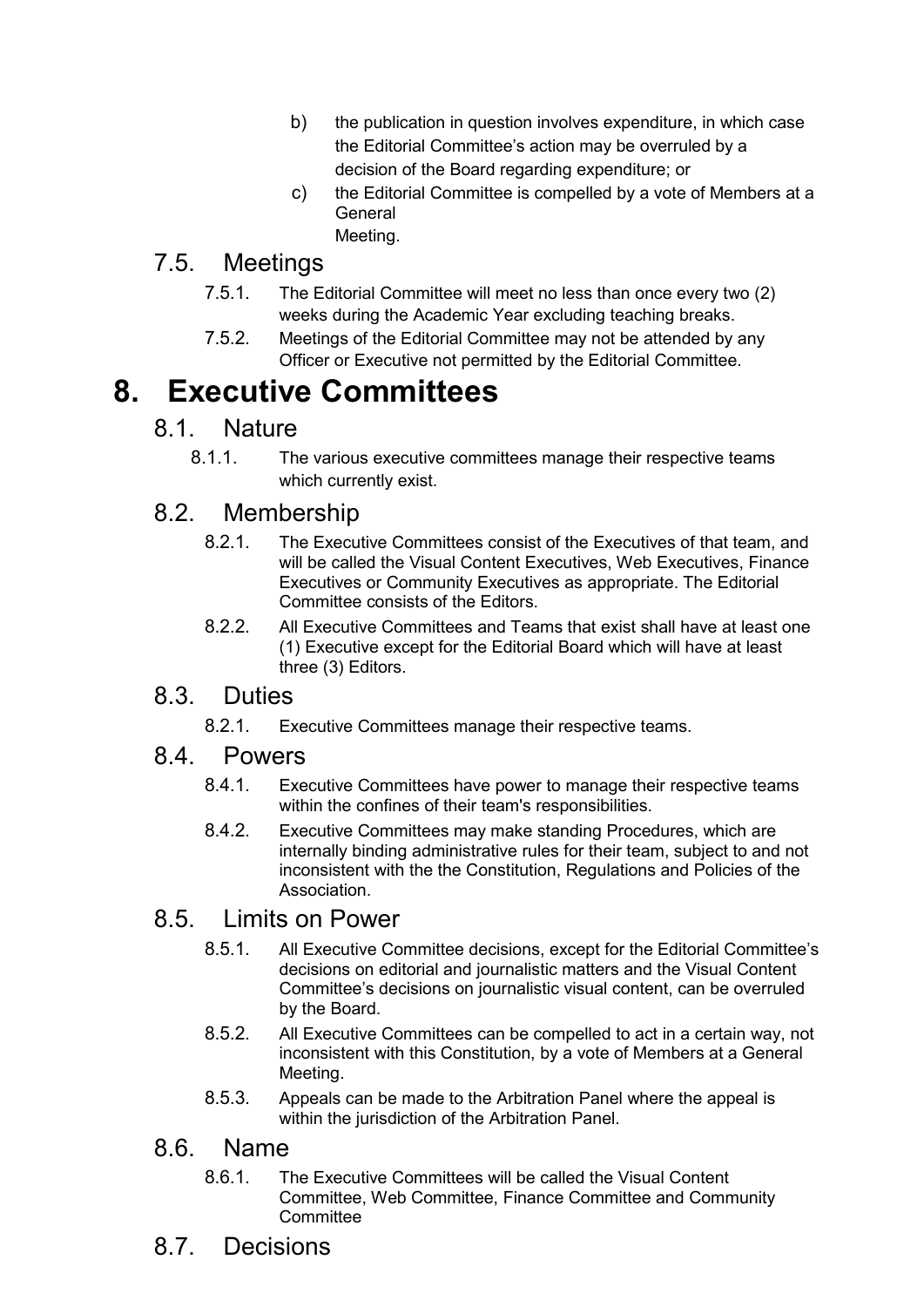b) the publication in question involves expenditure, in which case the Editorial Committee's action may be overruled by a decision of the Board regarding expenditure; or

c) the Editorial Committee is compelled by a vote of Members at a General Meeting.

## 7.5. Meetings

7.5.1. The Editorial Committee will meet no less than once every two (2) weeks during the Academic Year excluding teaching breaks.

7.5.2. Meetings of the Editorial Committee may not be attended by any Officer or Executive not permitted by the Editorial Committee.

# 8. Executive Committees

## 8.1. Nature

8.1.1. The various executive committees manage their respective teams which currently exist.

## 8.2. Membership

8.2.1. The Executive Committees consist of the Executives of that team, and will be called the Visual Content Executives, Web Executives, Finance Executives or Community Executives as appropriate. The Editorial Committee consists of the Editors.

8.2.2. All Executive Committees and Teams that exist shall have at least one (1) Executive except for the Editorial Board which will have at least three (3) Editors.

## 8.3. Duties

8.2.1. Executive Committees manage their respective teams.

## 8.4. Powers

8.4.1. Executive Committees have power to manage their respective teams within the confines of their team's responsibilities.

8.4.2. Executive Committees may make standing Procedures, which are internally binding administrative rules for their team, subject to and not inconsistent with the the Constitution, Regulations and Policies of the Association.

## 8.5. Limits on Power

8.5.1. All Executive Committee decisions, except for the Editorial Committee's decisions on editorial and journalistic matters and the Visual Content Committee's decisions on journalistic visual content, can be overruled by the Board.

8.5.2. All Executive Committees can be compelled to act in a certain way, not inconsistent with this Constitution, by a vote of Members at a General Meeting.

8.5.3. Appeals can be made to the Arbitration Panel where the appeal is within the jurisdiction of the Arbitration Panel.

## 8.6. Name

8.6.1. The Executive Committees will be called the Visual Content Committee, Web Committee, Finance Committee and Community Committee

## 8.7. Decisions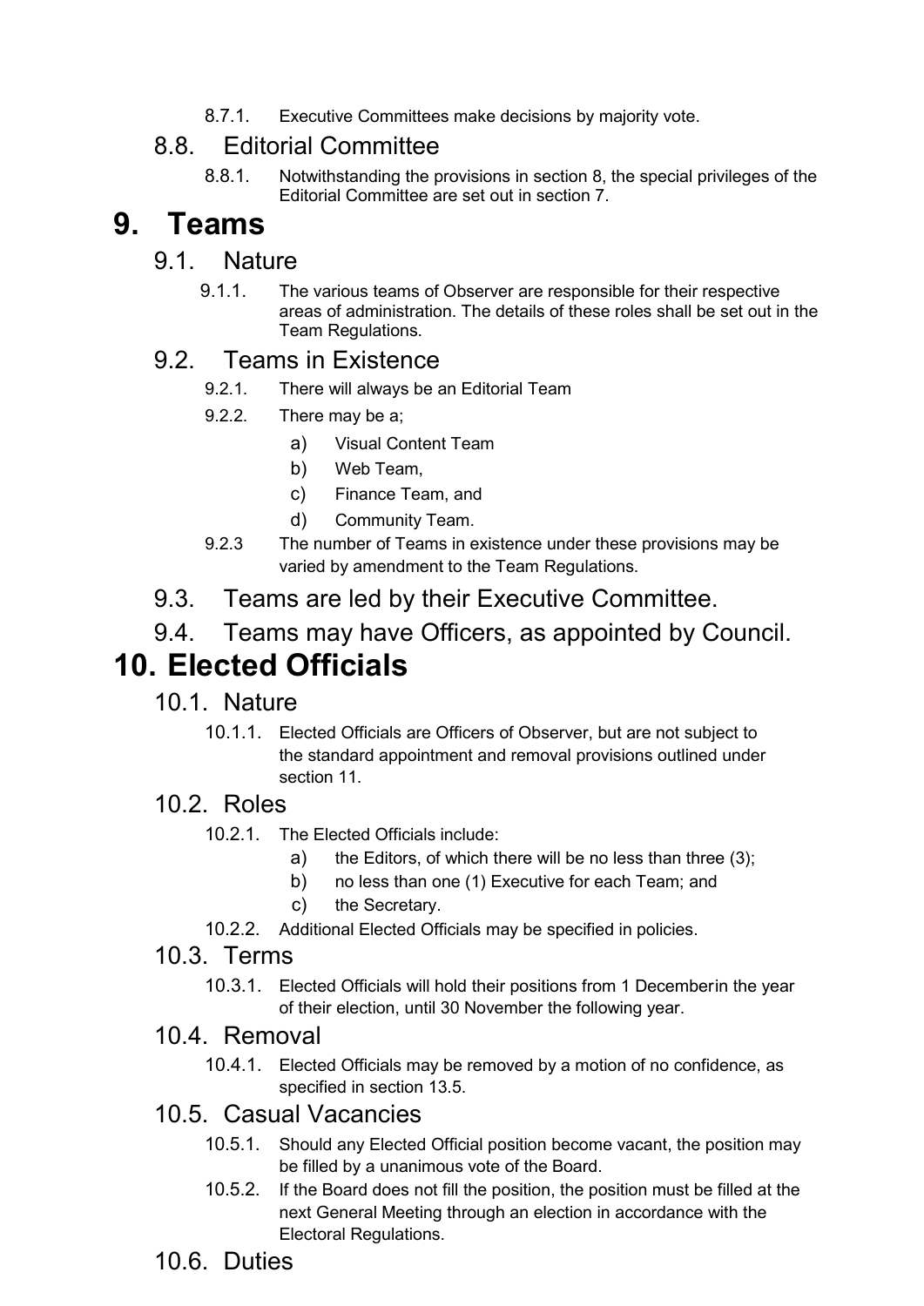8.7.1. Executive Committees make decisions by majority vote.

## 8.8. Editorial Committee

8.8.1. Notwithstanding the provisions in section 8, the special privileges of the Editorial Committee are set out in section 7.

# 9. Teams

## 9.1. Nature

9.1.1. The various teams of Observer are responsible for their respective areas of administration. The details of these roles shall be set out in the Team Regulations.

## 9.2. Teams in Existence

9.2.1. There will always be an Editorial Team

9.2.2. There may be a;

a) Visual Content Team

b) Web Team,

c) Finance Team, and

d) Community Team.

9.2.3 The number of Teams in existence under these provisions may be varied by amendment to the Team Regulations.

## 9.3. Teams are led by their Executive Committee.

## 9.4. Teams may have Officers, as appointed by Council.

# 10. Elected Officials

## 10.1. Nature

10.1.1. Elected Officials are Officers of Observer, but are not subject to the standard appointment and removal provisions outlined under section 11.

## 10.2. Roles

10.2.1. The Elected Officials include:

a) the Editors, of which there will be no less than three (3);

b) no less than one (1) Executive for each Team; and

c) the Secretary.

10.2.2. Additional Elected Officials may be specified in policies.

## 10.3. Terms

10.3.1. Elected Officials will hold their positions from 1 Decemberin the year of their election, until 30 November the following year.

## 10.4. Removal

10.4.1. Elected Officials may be removed by a motion of no confidence, as specified in section 13.5.

## 10.5. Casual Vacancies

10.5.1. Should any Elected Official position become vacant, the position may be filled by a unanimous vote of the Board.

10.5.2. If the Board does not fill the position, the position must be filled at the next General Meeting through an election in accordance with the Electoral Regulations.

## 10.6. Duties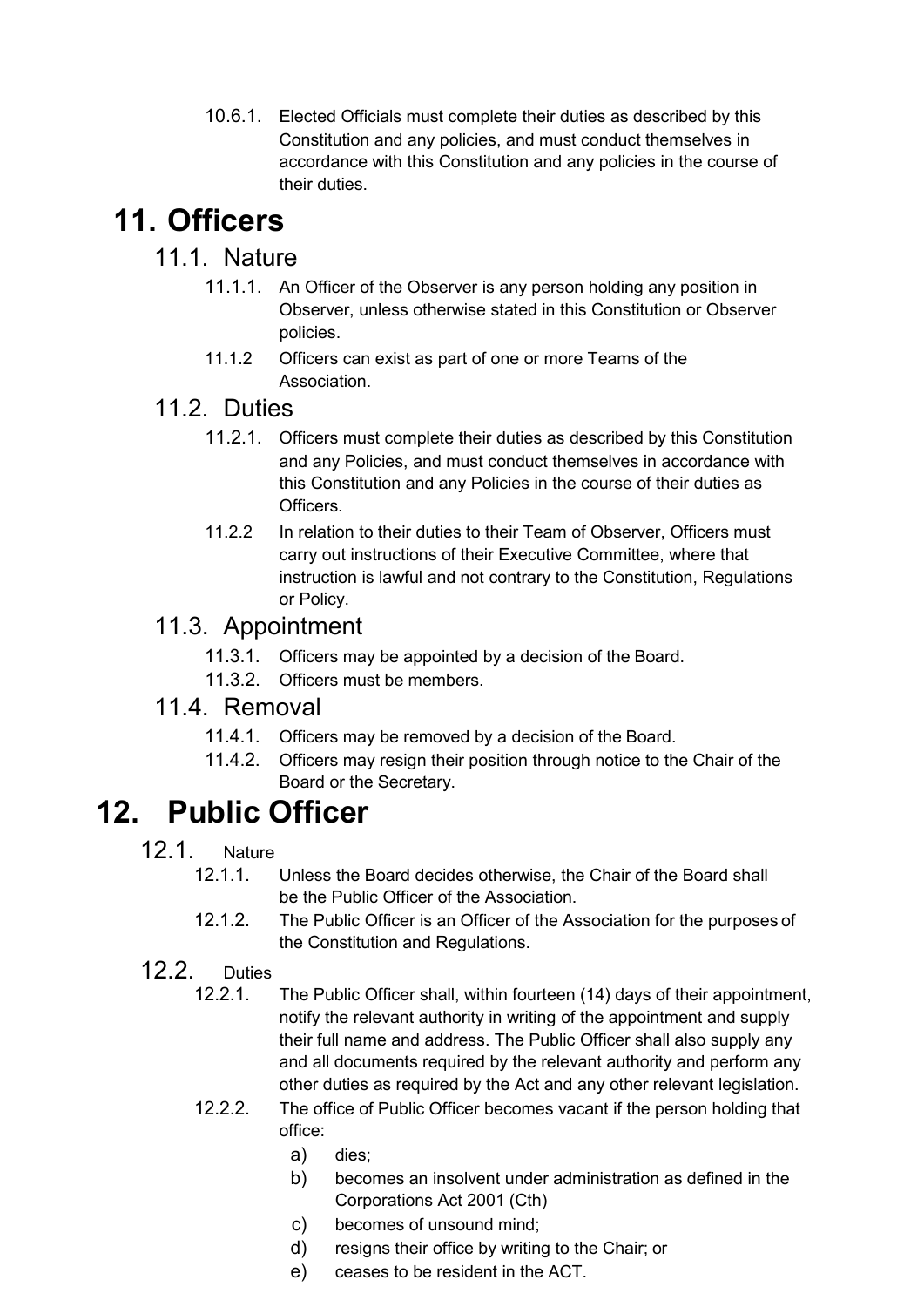10.6.1. Elected Officials must complete their duties as described by this Constitution and any policies, and must conduct themselves in accordance with this Constitution and any policies in the course of their duties.

# 11. Officers

## 11.1. Nature

11.1.1. An Officer of the Observer is any person holding any position in Observer, unless otherwise stated in this Constitution or Observer policies.

11.1.2 Officers can exist as part of one or more Teams of the Association.

## 11.2. Duties

11.2.1. Officers must complete their duties as described by this Constitution and any Policies, and must conduct themselves in accordance with this Constitution and any Policies in the course of their duties as Officers.

11.2.2 In relation to their duties to their Team of Observer, Officers must carry out instructions of their Executive Committee, where that instruction is lawful and not contrary to the Constitution, Regulations or Policy.

## 11.3. Appointment

11.3.1. Officers may be appointed by a decision of the Board.

11.3.2. Officers must be members.

## 11.4. Removal

11.4.1. Officers may be removed by a decision of the Board.

11.4.2. Officers may resign their position through notice to the Chair of the Board or the Secretary.

# 12. Public Officer

## 12.1. Nature

12.1.1. Unless the Board decides otherwise, the Chair of the Board shall be the Public Officer of the Association.

12.1.2. The Public Officer is an Officer of the Association for the purposes of the Constitution and Regulations.

## 12.2. Duties

12.2.1. The Public Officer shall, within fourteen (14) days of their appointment, notify the relevant authority in writing of the appointment and supply their full name and address. The Public Officer shall also supply any and all documents required by the relevant authority and perform any other duties as required by the Act and any other relevant legislation.

12.2.2. The office of Public Officer becomes vacant if the person holding that office:

a) dies;

b) becomes an insolvent under administration as defined in the Corporations Act 2001 (Cth)

c) becomes of unsound mind;

d) resigns their office by writing to the Chair; or

e) ceases to be resident in the ACT.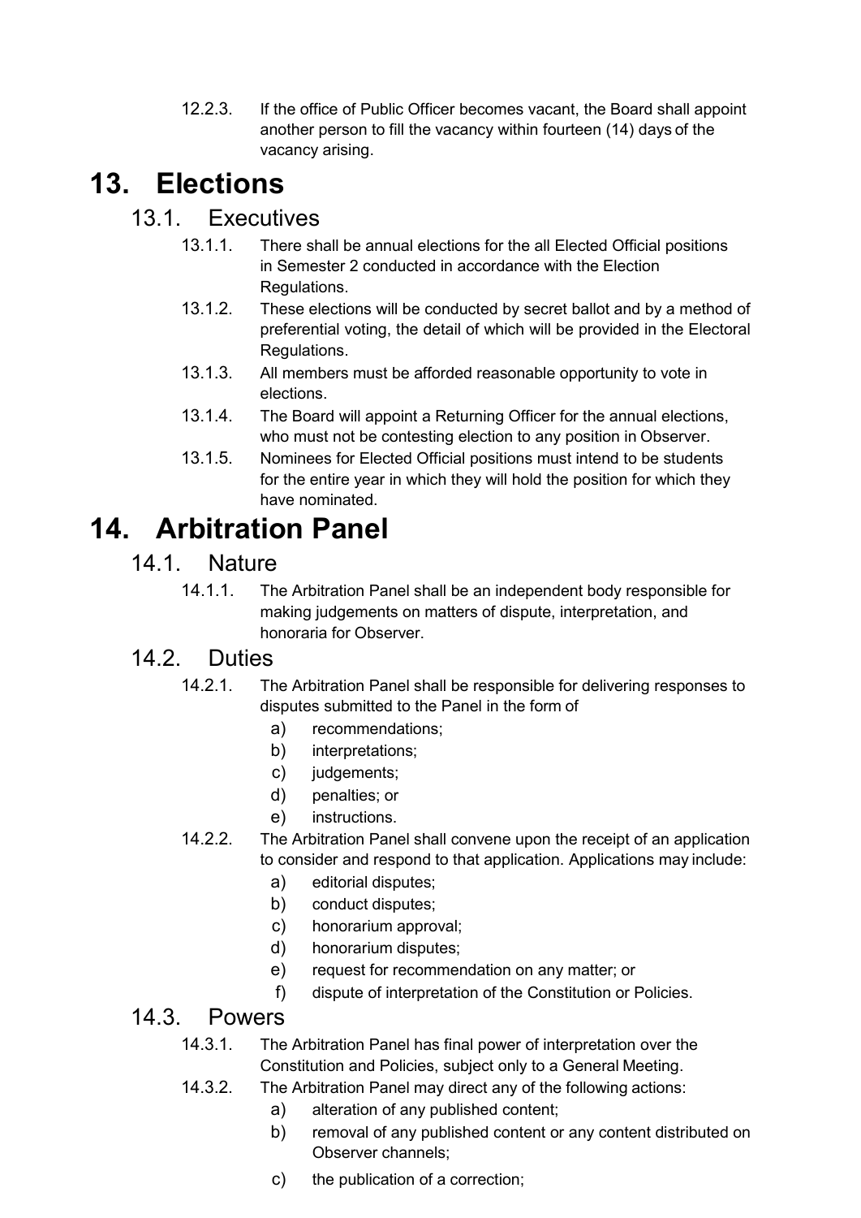12.2.3. If the office of Public Officer becomes vacant, the Board shall appoint another person to fill the vacancy within fourteen (14) days of the vacancy arising.

# 13. Elections

## 13.1. Executives

13.1.1. There shall be annual elections for the all Elected Official positions in Semester 2 conducted in accordance with the Election Regulations.

13.1.2. These elections will be conducted by secret ballot and by a method of preferential voting, the detail of which will be provided in the Electoral Regulations.

13.1.3. All members must be afforded reasonable opportunity to vote in elections.

13.1.4. The Board will appoint a Returning Officer for the annual elections, who must not be contesting election to any position in Observer.

13.1.5. Nominees for Elected Official positions must intend to be students for the entire year in which they will hold the position for which they have nominated.

# 14. Arbitration Panel

## 14.1. Nature

14.1.1. The Arbitration Panel shall be an independent body responsible for making judgements on matters of dispute, interpretation, and honoraria for Observer.

## 14.2. Duties

14.2.1. The Arbitration Panel shall be responsible for delivering responses to disputes submitted to the Panel in the form of

a) recommendations;
b) interpretations;
c) judgements;
d) penalties; or
e) instructions.

14.2.2. The Arbitration Panel shall convene upon the receipt of an application to consider and respond to that application. Applications may include:

a) editorial disputes;
b) conduct disputes;
c) honorarium approval;
d) honorarium disputes;
e) request for recommendation on any matter; or
f) dispute of interpretation of the Constitution or Policies.

## 14.3. Powers

14.3.1. The Arbitration Panel has final power of interpretation over the Constitution and Policies, subject only to a General Meeting.

14.3.2. The Arbitration Panel may direct any of the following actions:

a) alteration of any published content;
b) removal of any published content or any content distributed on Observer channels;
c) the publication of a correction;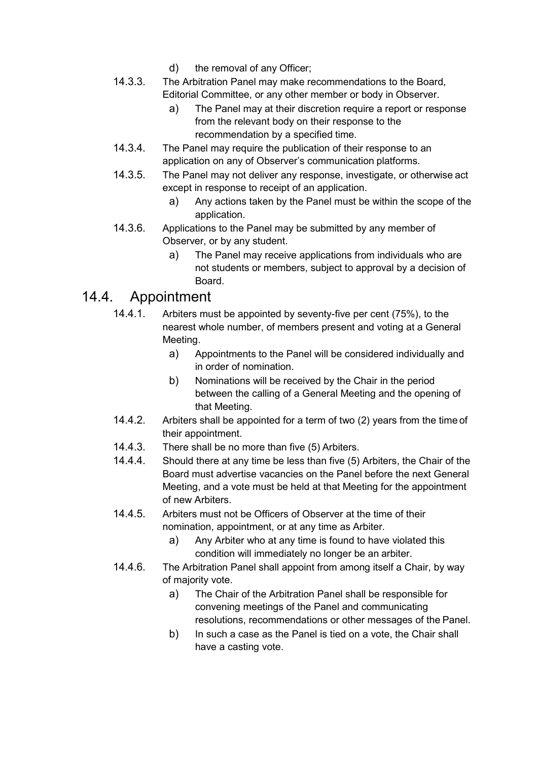d) the removal of any Officer;

14.3.3. The Arbitration Panel may make recommendations to the Board, Editorial Committee, or any other member or body in Observer.

a) The Panel may at their discretion require a report or response from the relevant body on their response to the recommendation by a specified time.

14.3.4. The Panel may require the publication of their response to an application on any of Observer's communication platforms.

14.3.5. The Panel may not deliver any response, investigate, or otherwise act except in response to receipt of an application.

a) Any actions taken by the Panel must be within the scope of the application.

14.3.6. Applications to the Panel may be submitted by any member of Observer, or by any student.

a) The Panel may receive applications from individuals who are not students or members, subject to approval by a decision of Board.

## 14.4. Appointment

14.4.1. Arbiters must be appointed by seventy-five per cent (75%), to the nearest whole number, of members present and voting at a General Meeting.

a) Appointments to the Panel will be considered individually and in order of nomination.

b) Nominations will be received by the Chair in the period between the calling of a General Meeting and the opening of that Meeting.

14.4.2. Arbiters shall be appointed for a term of two (2) years from the time of their appointment.

14.4.3. There shall be no more than five (5) Arbiters.

14.4.4. Should there at any time be less than five (5) Arbiters, the Chair of the Board must advertise vacancies on the Panel before the next General Meeting, and a vote must be held at that Meeting for the appointment of new Arbiters.

14.4.5. Arbiters must not be Officers of Observer at the time of their nomination, appointment, or at any time as Arbiter.

a) Any Arbiter who at any time is found to have violated this condition will immediately no longer be an arbiter.

14.4.6. The Arbitration Panel shall appoint from among itself a Chair, by way of majority vote.

a) The Chair of the Arbitration Panel shall be responsible for convening meetings of the Panel and communicating resolutions, recommendations or other messages of the Panel.

b) In such a case as the Panel is tied on a vote, the Chair shall have a casting vote.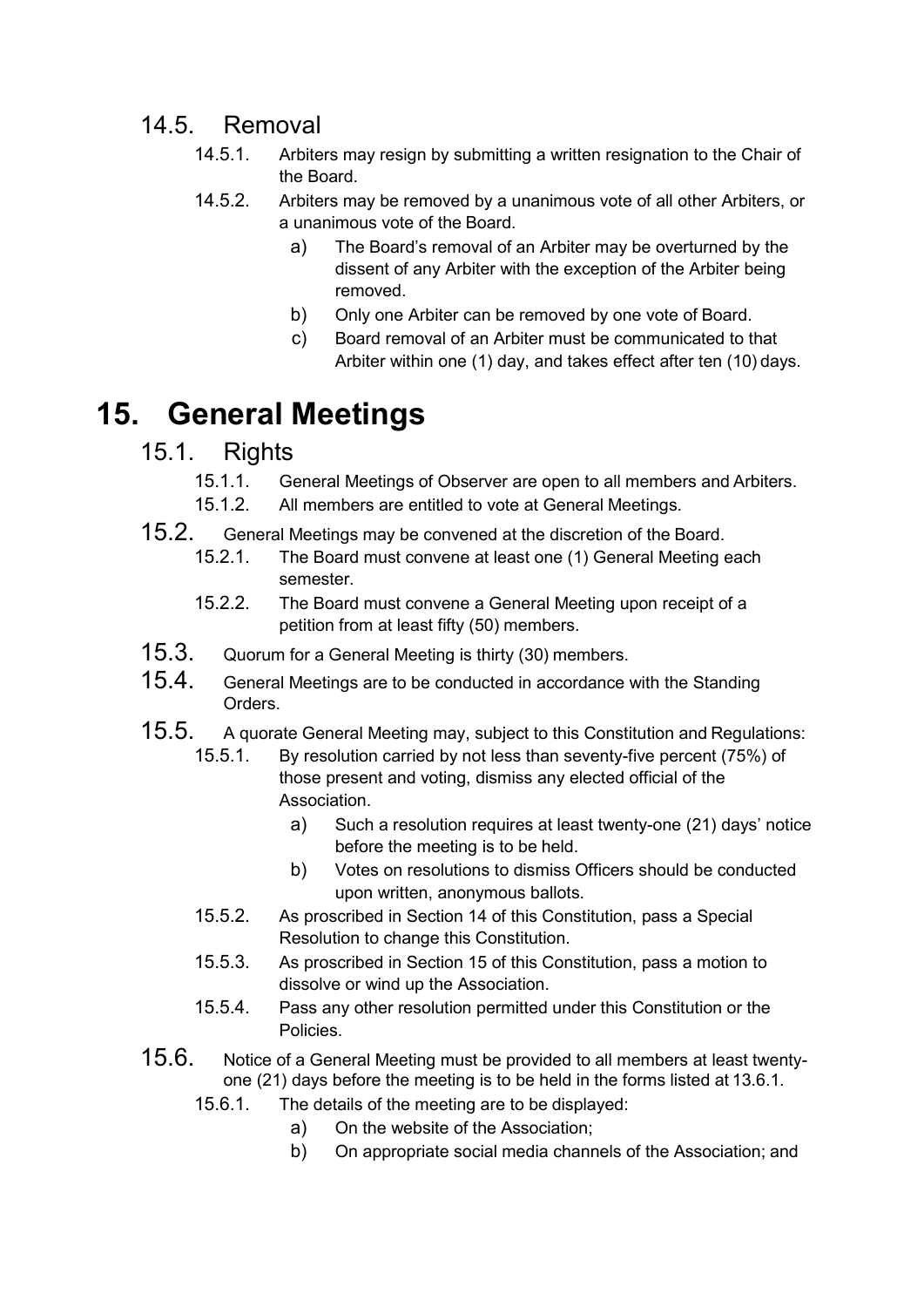## 14.5. Removal

14.5.1. Arbiters may resign by submitting a written resignation to the Chair of the Board.

14.5.2. Arbiters may be removed by a unanimous vote of all other Arbiters, or a unanimous vote of the Board.

a) The Board's removal of an Arbiter may be overturned by the dissent of any Arbiter with the exception of the Arbiter being removed.

b) Only one Arbiter can be removed by one vote of Board.

c) Board removal of an Arbiter must be communicated to that Arbiter within one (1) day, and takes effect after ten (10) days.

# 15. General Meetings

## 15.1. Rights

15.1.1. General Meetings of Observer are open to all members and Arbiters.

15.1.2. All members are entitled to vote at General Meetings.

**15.2.** General Meetings may be convened at the discretion of the Board.

15.2.1. The Board must convene at least one (1) General Meeting each semester.

15.2.2. The Board must convene a General Meeting upon receipt of a petition from at least fifty (50) members.

**15.3.** Quorum for a General Meeting is thirty (30) members.

**15.4.** General Meetings are to be conducted in accordance with the Standing Orders.

**15.5.** A quorate General Meeting may, subject to this Constitution and Regulations:

15.5.1. By resolution carried by not less than seventy-five percent (75%) of those present and voting, dismiss any elected official of the Association.

a) Such a resolution requires at least twenty-one (21) days' notice before the meeting is to be held.

b) Votes on resolutions to dismiss Officers should be conducted upon written, anonymous ballots.

15.5.2. As proscribed in Section 14 of this Constitution, pass a Special Resolution to change this Constitution.

15.5.3. As proscribed in Section 15 of this Constitution, pass a motion to dissolve or wind up the Association.

15.5.4. Pass any other resolution permitted under this Constitution or the Policies.

**15.6.** Notice of a General Meeting must be provided to all members at least twenty-one (21) days before the meeting is to be held in the forms listed at 13.6.1.

15.6.1. The details of the meeting are to be displayed:

a) On the website of the Association;

b) On appropriate social media channels of the Association; and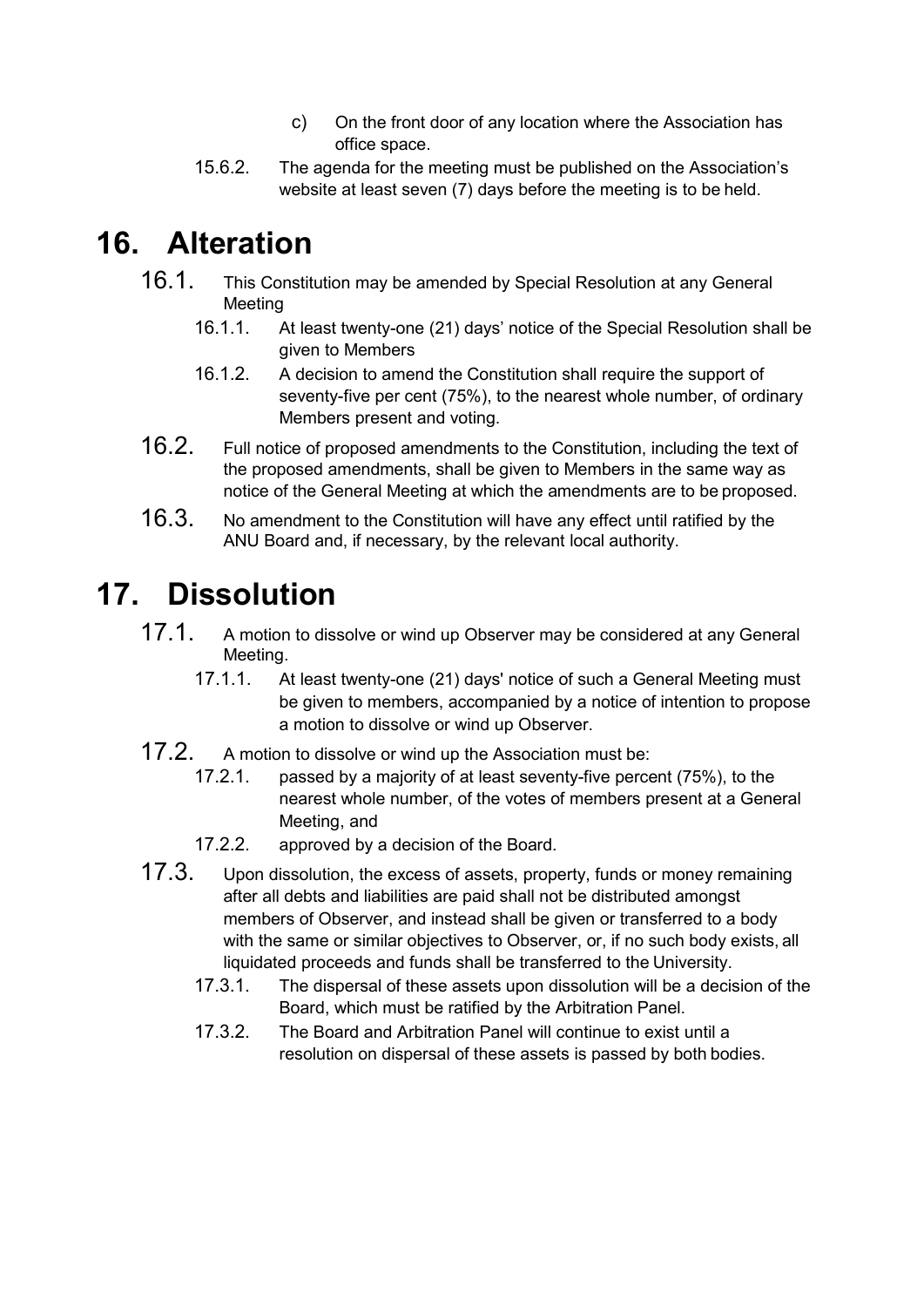c) On the front door of any location where the Association has office space.

15.6.2. The agenda for the meeting must be published on the Association's website at least seven (7) days before the meeting is to be held.

# 16. Alteration

16.1. This Constitution may be amended by Special Resolution at any General Meeting

16.1.1. At least twenty-one (21) days' notice of the Special Resolution shall be given to Members

16.1.2. A decision to amend the Constitution shall require the support of seventy-five per cent (75%), to the nearest whole number, of ordinary Members present and voting.

16.2. Full notice of proposed amendments to the Constitution, including the text of the proposed amendments, shall be given to Members in the same way as notice of the General Meeting at which the amendments are to be proposed.

16.3. No amendment to the Constitution will have any effect until ratified by the ANU Board and, if necessary, by the relevant local authority.

# 17. Dissolution

17.1. A motion to dissolve or wind up Observer may be considered at any General Meeting.

17.1.1. At least twenty-one (21) days' notice of such a General Meeting must be given to members, accompanied by a notice of intention to propose a motion to dissolve or wind up Observer.

17.2. A motion to dissolve or wind up the Association must be:

17.2.1. passed by a majority of at least seventy-five percent (75%), to the nearest whole number, of the votes of members present at a General Meeting, and

17.2.2. approved by a decision of the Board.

17.3. Upon dissolution, the excess of assets, property, funds or money remaining after all debts and liabilities are paid shall not be distributed amongst members of Observer, and instead shall be given or transferred to a body with the same or similar objectives to Observer, or, if no such body exists, all liquidated proceeds and funds shall be transferred to the University.

17.3.1. The dispersal of these assets upon dissolution will be a decision of the Board, which must be ratified by the Arbitration Panel.

17.3.2. The Board and Arbitration Panel will continue to exist until a resolution on dispersal of these assets is passed by both bodies.